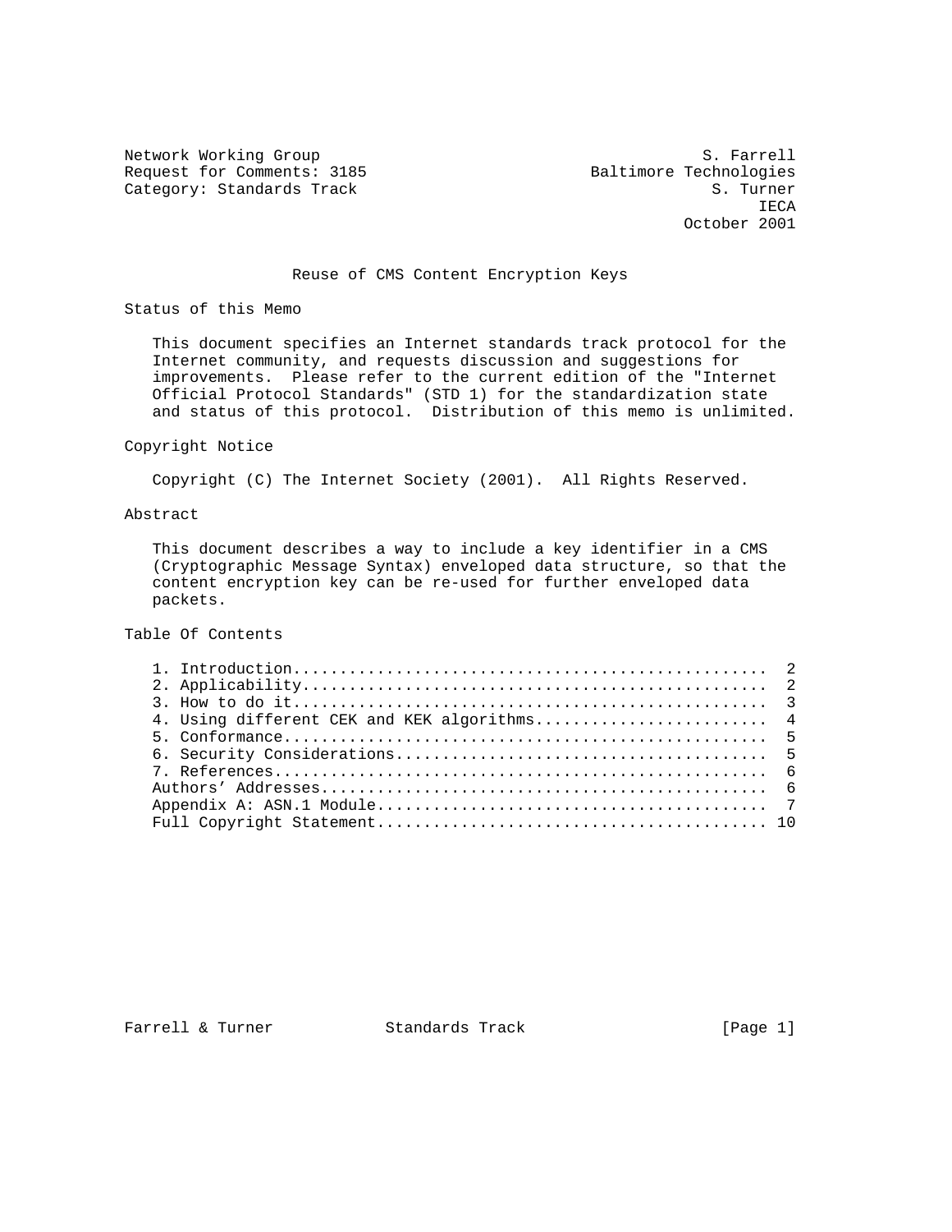Network Working Group                                         S. Farrell
Request for Comments: 3185                        Baltimore Technologies
Category: Standards Track                                      S. Turner
                                                                    IECA
                                                            October 2001

# Reuse of CMS Content Encryption Keys

## Status of this Memo

This document specifies an Internet standards track protocol for the Internet community, and requests discussion and suggestions for improvements. Please refer to the current edition of the "Internet Official Protocol Standards" (STD 1) for the standardization state and status of this protocol. Distribution of this memo is unlimited.

## Copyright Notice

Copyright (C) The Internet Society (2001). All Rights Reserved.

## Abstract

This document describes a way to include a key identifier in a CMS (Cryptographic Message Syntax) enveloped data structure, so that the content encryption key can be re-used for further enveloped data packets.

## Table Of Contents

```
1. Introduction.................................................  2
2. Applicability................................................  2
3. How to do it.................................................  3
4. Using different CEK and KEK algorithms.......................  4
5. Conformance..................................................  5
6. Security Considerations......................................  5
7. References...................................................  6
Authors' Addresses..............................................  6
Appendix A: ASN.1 Module........................................  7
Full Copyright Statement........................................ 10
```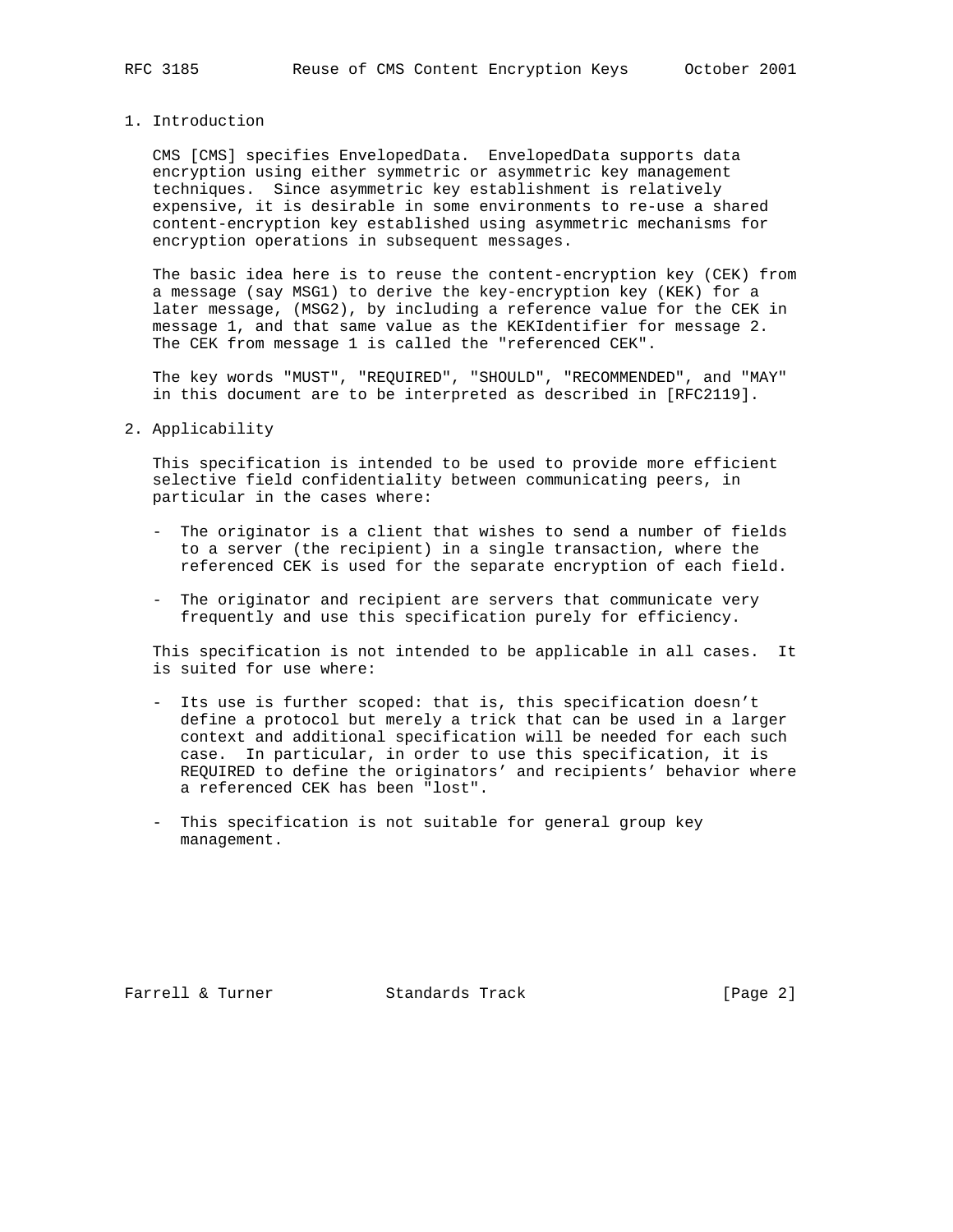## 1. Introduction

CMS [CMS] specifies EnvelopedData. EnvelopedData supports data encryption using either symmetric or asymmetric key management techniques. Since asymmetric key establishment is relatively expensive, it is desirable in some environments to re-use a shared content-encryption key established using asymmetric mechanisms for encryption operations in subsequent messages.

The basic idea here is to reuse the content-encryption key (CEK) from a message (say MSG1) to derive the key-encryption key (KEK) for a later message, (MSG2), by including a reference value for the CEK in message 1, and that same value as the KEKIdentifier for message 2. The CEK from message 1 is called the "referenced CEK".

The key words "MUST", "REQUIRED", "SHOULD", "RECOMMENDED", and "MAY" in this document are to be interpreted as described in [RFC2119].

## 2. Applicability

This specification is intended to be used to provide more efficient selective field confidentiality between communicating peers, in particular in the cases where:

- The originator is a client that wishes to send a number of fields to a server (the recipient) in a single transaction, where the referenced CEK is used for the separate encryption of each field.

- The originator and recipient are servers that communicate very frequently and use this specification purely for efficiency.

This specification is not intended to be applicable in all cases. It is suited for use where:

- Its use is further scoped: that is, this specification doesn't define a protocol but merely a trick that can be used in a larger context and additional specification will be needed for each such case. In particular, in order to use this specification, it is REQUIRED to define the originators' and recipients' behavior where a referenced CEK has been "lost".

- This specification is not suitable for general group key management.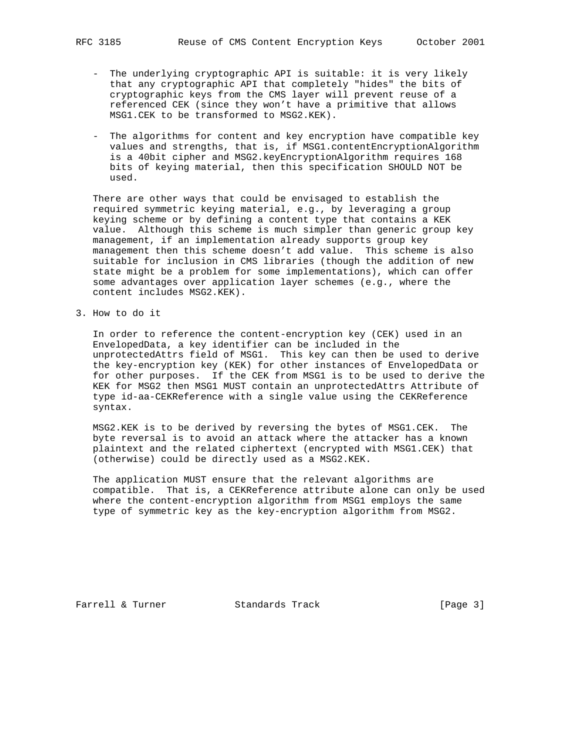- The underlying cryptographic API is suitable: it is very likely that any cryptographic API that completely "hides" the bits of cryptographic keys from the CMS layer will prevent reuse of a referenced CEK (since they won't have a primitive that allows MSG1.CEK to be transformed to MSG2.KEK).

- The algorithms for content and key encryption have compatible key values and strengths, that is, if MSG1.contentEncryptionAlgorithm is a 40bit cipher and MSG2.keyEncryptionAlgorithm requires 168 bits of keying material, then this specification SHOULD NOT be used.

There are other ways that could be envisaged to establish the required symmetric keying material, e.g., by leveraging a group keying scheme or by defining a content type that contains a KEK value. Although this scheme is much simpler than generic group key management, if an implementation already supports group key management then this scheme doesn't add value. This scheme is also suitable for inclusion in CMS libraries (though the addition of new state might be a problem for some implementations), which can offer some advantages over application layer schemes (e.g., where the content includes MSG2.KEK).

## 3. How to do it

In order to reference the content-encryption key (CEK) used in an EnvelopedData, a key identifier can be included in the unprotectedAttrs field of MSG1. This key can then be used to derive the key-encryption key (KEK) for other instances of EnvelopedData or for other purposes. If the CEK from MSG1 is to be used to derive the KEK for MSG2 then MSG1 MUST contain an unprotectedAttrs Attribute of type id-aa-CEKReference with a single value using the CEKReference syntax.

MSG2.KEK is to be derived by reversing the bytes of MSG1.CEK. The byte reversal is to avoid an attack where the attacker has a known plaintext and the related ciphertext (encrypted with MSG1.CEK) that (otherwise) could be directly used as a MSG2.KEK.

The application MUST ensure that the relevant algorithms are compatible. That is, a CEKReference attribute alone can only be used where the content-encryption algorithm from MSG1 employs the same type of symmetric key as the key-encryption algorithm from MSG2.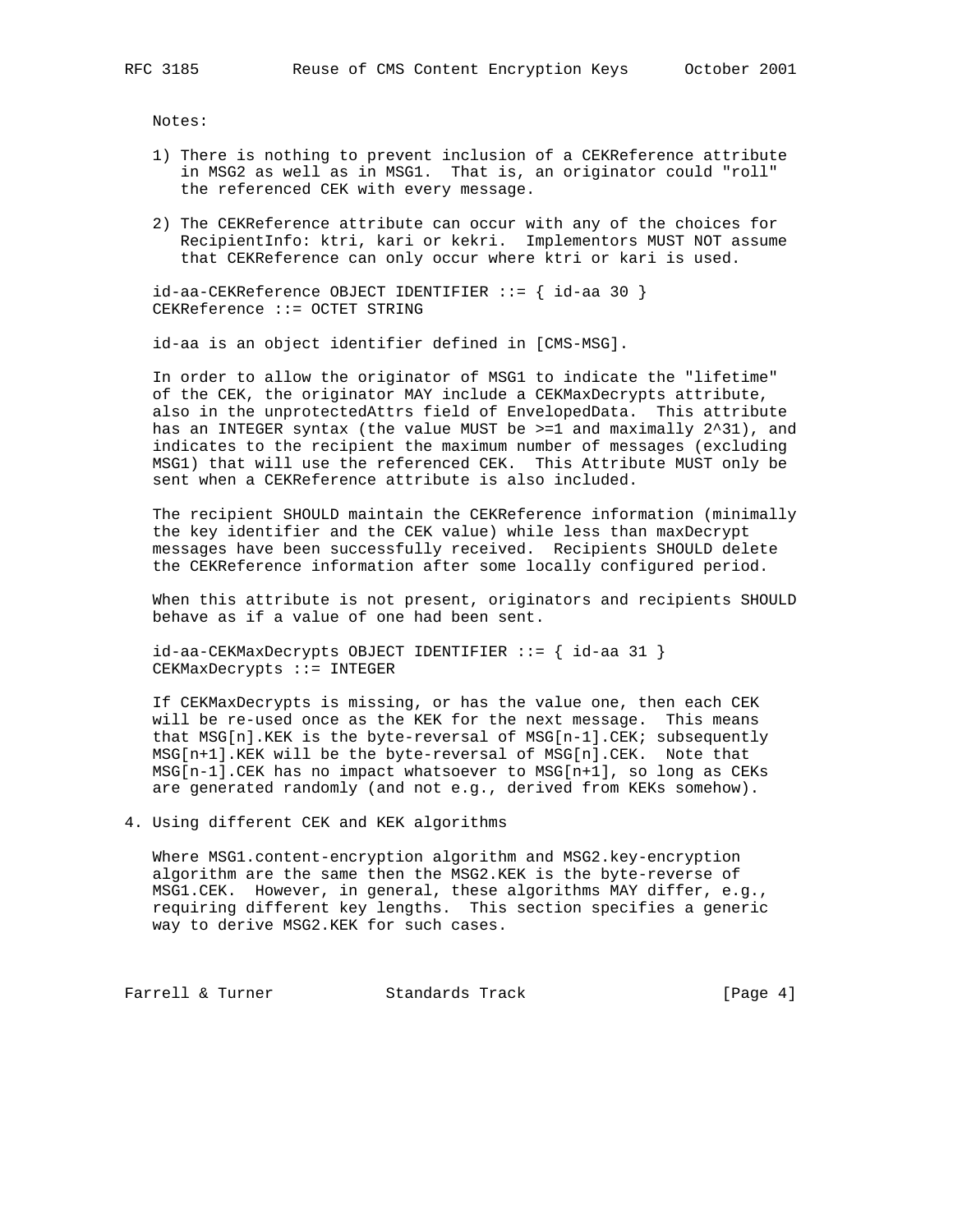Notes:

1) There is nothing to prevent inclusion of a CEKReference attribute in MSG2 as well as in MSG1. That is, an originator could "roll" the referenced CEK with every message.

2) The CEKReference attribute can occur with any of the choices for RecipientInfo: ktri, kari or kekri. Implementors MUST NOT assume that CEKReference can only occur where ktri or kari is used.

```
id-aa-CEKReference OBJECT IDENTIFIER ::= { id-aa 30 }
CEKReference ::= OCTET STRING
```

id-aa is an object identifier defined in [CMS-MSG].

In order to allow the originator of MSG1 to indicate the "lifetime" of the CEK, the originator MAY include a CEKMaxDecrypts attribute, also in the unprotectedAttrs field of EnvelopedData. This attribute has an INTEGER syntax (the value MUST be >=1 and maximally 2^31), and indicates to the recipient the maximum number of messages (excluding MSG1) that will use the referenced CEK. This Attribute MUST only be sent when a CEKReference attribute is also included.

The recipient SHOULD maintain the CEKReference information (minimally the key identifier and the CEK value) while less than maxDecrypt messages have been successfully received. Recipients SHOULD delete the CEKReference information after some locally configured period.

When this attribute is not present, originators and recipients SHOULD behave as if a value of one had been sent.

```
id-aa-CEKMaxDecrypts OBJECT IDENTIFIER ::= { id-aa 31 }
CEKMaxDecrypts ::= INTEGER
```

If CEKMaxDecrypts is missing, or has the value one, then each CEK will be re-used once as the KEK for the next message. This means that MSG[n].KEK is the byte-reversal of MSG[n-1].CEK; subsequently MSG[n+1].KEK will be the byte-reversal of MSG[n].CEK. Note that MSG[n-1].CEK has no impact whatsoever to MSG[n+1], so long as CEKs are generated randomly (and not e.g., derived from KEKs somehow).

## 4. Using different CEK and KEK algorithms

Where MSG1.content-encryption algorithm and MSG2.key-encryption algorithm are the same then the MSG2.KEK is the byte-reverse of MSG1.CEK. However, in general, these algorithms MAY differ, e.g., requiring different key lengths. This section specifies a generic way to derive MSG2.KEK for such cases.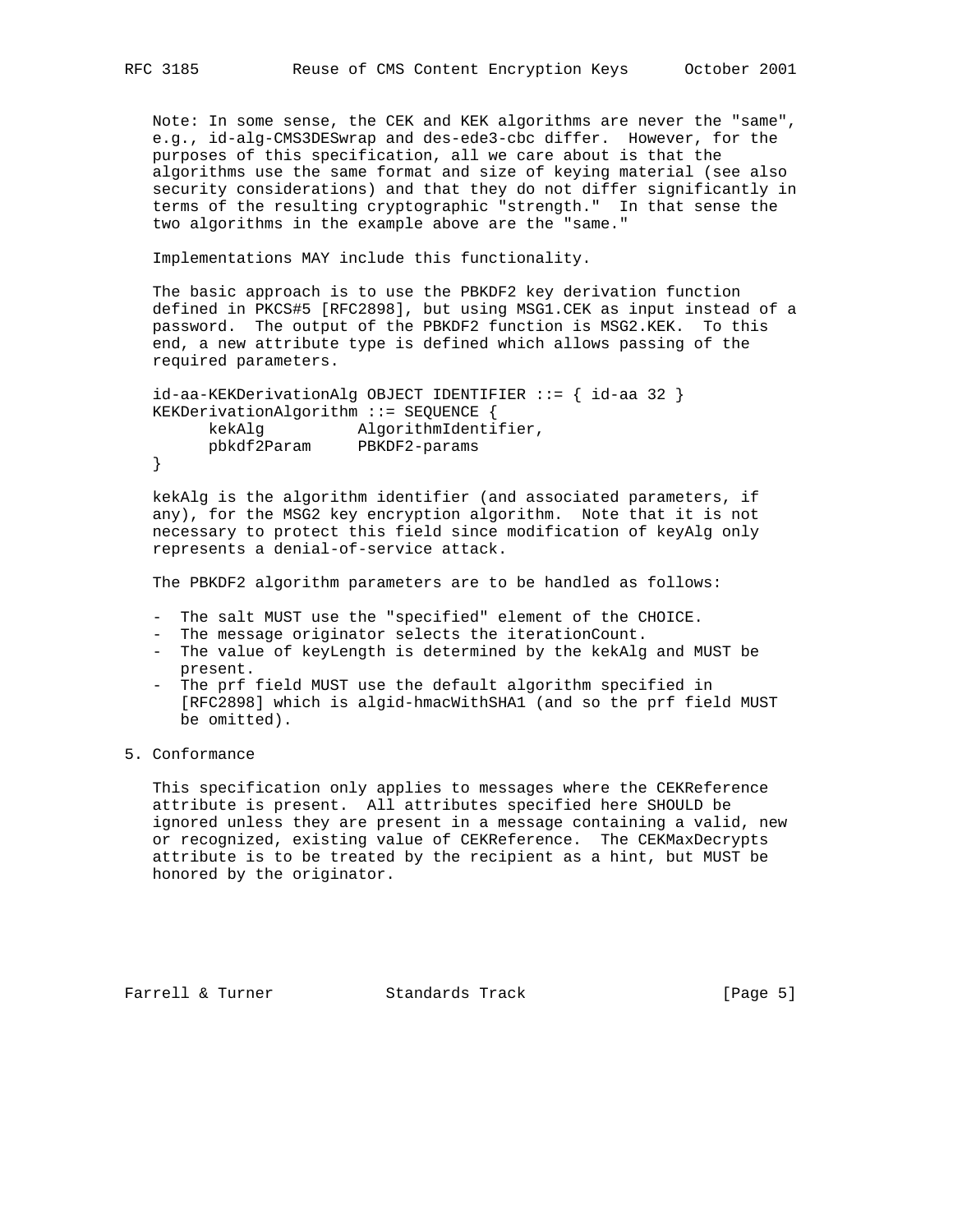Note: In some sense, the CEK and KEK algorithms are never the "same", e.g., id-alg-CMS3DESwrap and des-ede3-cbc differ. However, for the purposes of this specification, all we care about is that the algorithms use the same format and size of keying material (see also security considerations) and that they do not differ significantly in terms of the resulting cryptographic "strength." In that sense the two algorithms in the example above are the "same."

Implementations MAY include this functionality.

The basic approach is to use the PBKDF2 key derivation function defined in PKCS#5 [RFC2898], but using MSG1.CEK as input instead of a password. The output of the PBKDF2 function is MSG2.KEK. To this end, a new attribute type is defined which allows passing of the required parameters.

```
id-aa-KEKDerivationAlg OBJECT IDENTIFIER ::= { id-aa 32 }
KEKDerivationAlgorithm ::= SEQUENCE {
      kekAlg          AlgorithmIdentifier,
      pbkdf2Param     PBKDF2-params
}
```

kekAlg is the algorithm identifier (and associated parameters, if any), for the MSG2 key encryption algorithm. Note that it is not necessary to protect this field since modification of keyAlg only represents a denial-of-service attack.

The PBKDF2 algorithm parameters are to be handled as follows:

- The salt MUST use the "specified" element of the CHOICE.
- The message originator selects the iterationCount.
- The value of keyLength is determined by the kekAlg and MUST be present.
- The prf field MUST use the default algorithm specified in [RFC2898] which is algid-hmacWithSHA1 (and so the prf field MUST be omitted).

## 5. Conformance

This specification only applies to messages where the CEKReference attribute is present. All attributes specified here SHOULD be ignored unless they are present in a message containing a valid, new or recognized, existing value of CEKReference. The CEKMaxDecrypts attribute is to be treated by the recipient as a hint, but MUST be honored by the originator.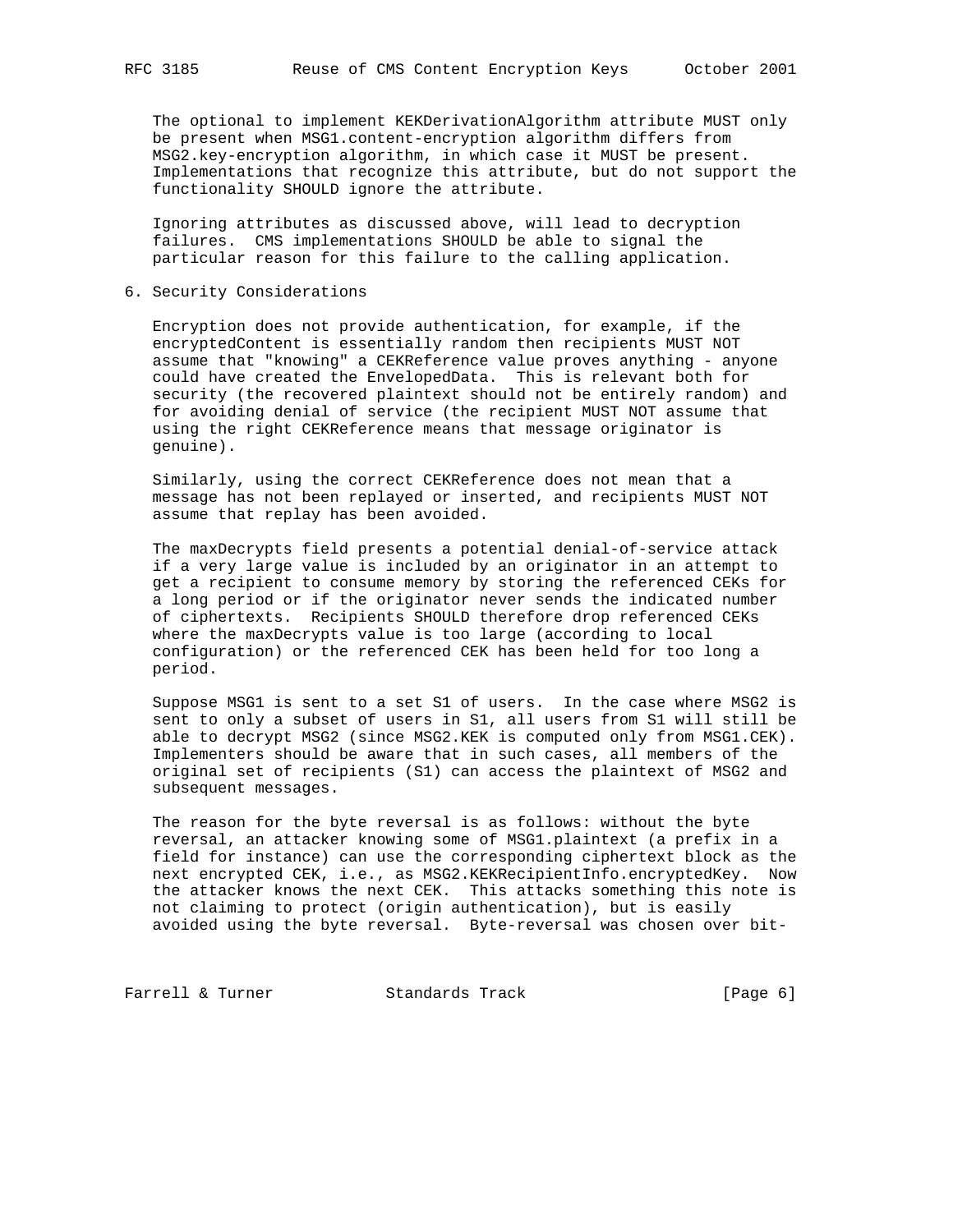The optional to implement KEKDerivationAlgorithm attribute MUST only be present when MSG1.content-encryption algorithm differs from MSG2.key-encryption algorithm, in which case it MUST be present. Implementations that recognize this attribute, but do not support the functionality SHOULD ignore the attribute.

Ignoring attributes as discussed above, will lead to decryption failures. CMS implementations SHOULD be able to signal the particular reason for this failure to the calling application.

## 6. Security Considerations

Encryption does not provide authentication, for example, if the encryptedContent is essentially random then recipients MUST NOT assume that "knowing" a CEKReference value proves anything - anyone could have created the EnvelopedData. This is relevant both for security (the recovered plaintext should not be entirely random) and for avoiding denial of service (the recipient MUST NOT assume that using the right CEKReference means that message originator is genuine).

Similarly, using the correct CEKReference does not mean that a message has not been replayed or inserted, and recipients MUST NOT assume that replay has been avoided.

The maxDecrypts field presents a potential denial-of-service attack if a very large value is included by an originator in an attempt to get a recipient to consume memory by storing the referenced CEKs for a long period or if the originator never sends the indicated number of ciphertexts. Recipients SHOULD therefore drop referenced CEKs where the maxDecrypts value is too large (according to local configuration) or the referenced CEK has been held for too long a period.

Suppose MSG1 is sent to a set S1 of users. In the case where MSG2 is sent to only a subset of users in S1, all users from S1 will still be able to decrypt MSG2 (since MSG2.KEK is computed only from MSG1.CEK). Implementers should be aware that in such cases, all members of the original set of recipients (S1) can access the plaintext of MSG2 and subsequent messages.

The reason for the byte reversal is as follows: without the byte reversal, an attacker knowing some of MSG1.plaintext (a prefix in a field for instance) can use the corresponding ciphertext block as the next encrypted CEK, i.e., as MSG2.KEKRecipientInfo.encryptedKey. Now the attacker knows the next CEK. This attacks something this note is not claiming to protect (origin authentication), but is easily avoided using the byte reversal. Byte-reversal was chosen over bit-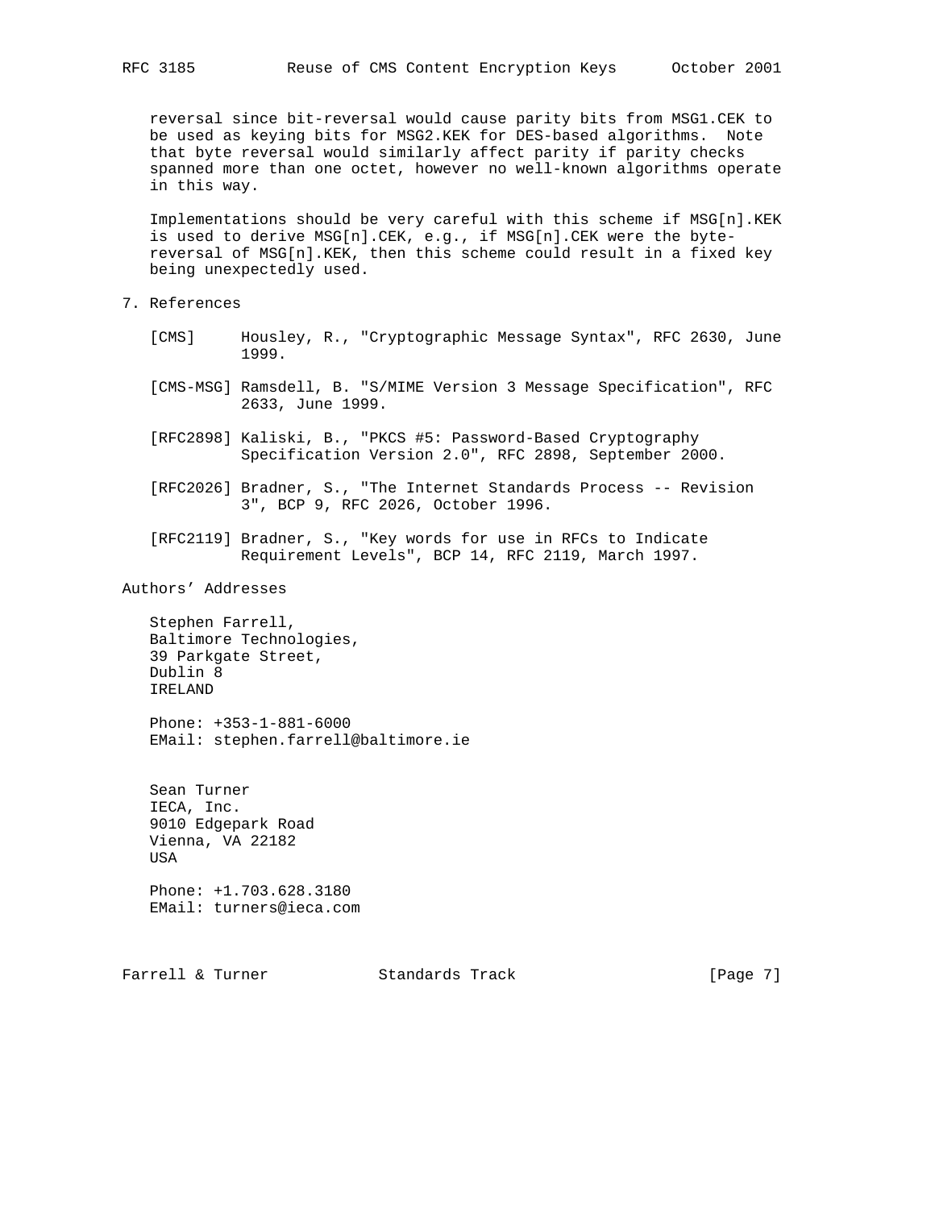reversal since bit-reversal would cause parity bits from MSG1.CEK to be used as keying bits for MSG2.KEK for DES-based algorithms. Note that byte reversal would similarly affect parity if parity checks spanned more than one octet, however no well-known algorithms operate in this way.

Implementations should be very careful with this scheme if MSG[n].KEK is used to derive MSG[n].CEK, e.g., if MSG[n].CEK were the byte-reversal of MSG[n].KEK, then this scheme could result in a fixed key being unexpectedly used.

## 7. References

[CMS] Housley, R., "Cryptographic Message Syntax", RFC 2630, June 1999.

[CMS-MSG] Ramsdell, B. "S/MIME Version 3 Message Specification", RFC 2633, June 1999.

[RFC2898] Kaliski, B., "PKCS #5: Password-Based Cryptography Specification Version 2.0", RFC 2898, September 2000.

[RFC2026] Bradner, S., "The Internet Standards Process -- Revision 3", BCP 9, RFC 2026, October 1996.

[RFC2119] Bradner, S., "Key words for use in RFCs to Indicate Requirement Levels", BCP 14, RFC 2119, March 1997.

## Authors' Addresses

Stephen Farrell,
Baltimore Technologies,
39 Parkgate Street,
Dublin 8
IRELAND

Phone: +353-1-881-6000
EMail: stephen.farrell@baltimore.ie

Sean Turner
IECA, Inc.
9010 Edgepark Road
Vienna, VA 22182
USA

Phone: +1.703.628.3180
EMail: turners@ieca.com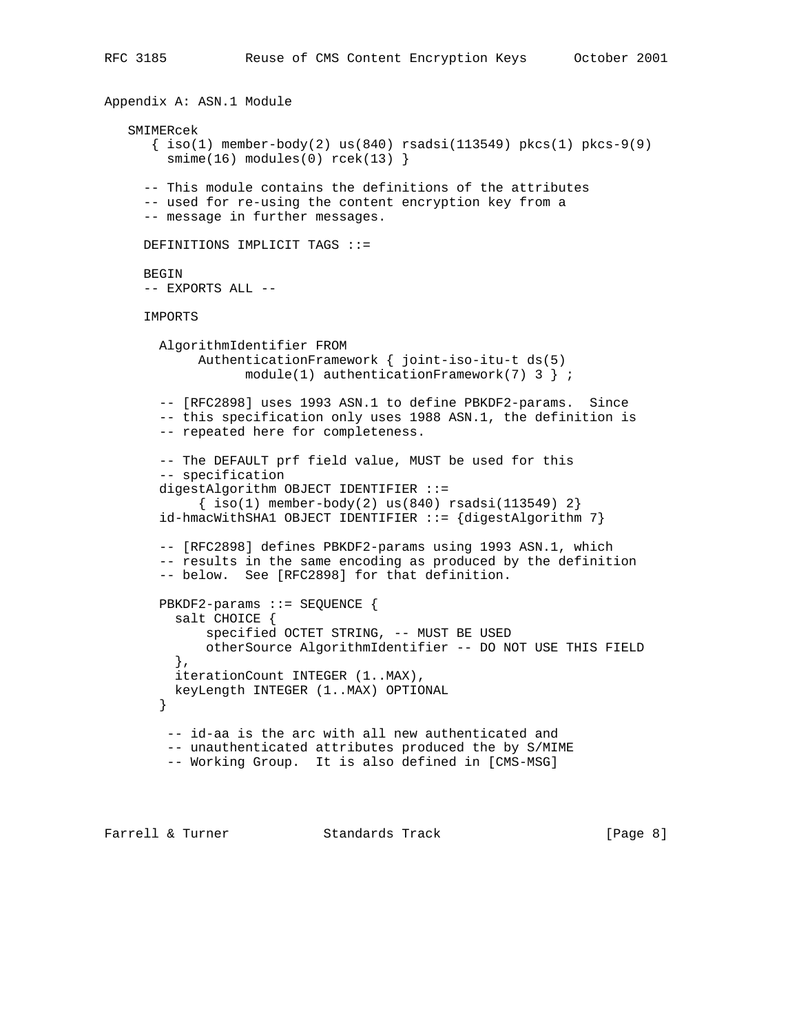## Appendix A: ASN.1 Module

```
   SMIMERcek
      { iso(1) member-body(2) us(840) rsadsi(113549) pkcs(1) pkcs-9(9)
        smime(16) modules(0) rcek(13) }

     -- This module contains the definitions of the attributes
     -- used for re-using the content encryption key from a
     -- message in further messages.

     DEFINITIONS IMPLICIT TAGS ::=

     BEGIN
     -- EXPORTS ALL --

     IMPORTS

       AlgorithmIdentifier FROM
            AuthenticationFramework { joint-iso-itu-t ds(5)
                  module(1) authenticationFramework(7) 3 } ;

       -- [RFC2898] uses 1993 ASN.1 to define PBKDF2-params.  Since
       -- this specification only uses 1988 ASN.1, the definition is
       -- repeated here for completeness.

       -- The DEFAULT prf field value, MUST be used for this
       -- specification
       digestAlgorithm OBJECT IDENTIFIER ::=
            { iso(1) member-body(2) us(840) rsadsi(113549) 2}
       id-hmacWithSHA1 OBJECT IDENTIFIER ::= {digestAlgorithm 7}

       -- [RFC2898] defines PBKDF2-params using 1993 ASN.1, which
       -- results in the same encoding as produced by the definition
       -- below.  See [RFC2898] for that definition.

       PBKDF2-params ::= SEQUENCE {
         salt CHOICE {
             specified OCTET STRING, -- MUST BE USED
             otherSource AlgorithmIdentifier -- DO NOT USE THIS FIELD
         },
         iterationCount INTEGER (1..MAX),
         keyLength INTEGER (1..MAX) OPTIONAL
       }

        -- id-aa is the arc with all new authenticated and
        -- unauthenticated attributes produced the by S/MIME
        -- Working Group.  It is also defined in [CMS-MSG]
```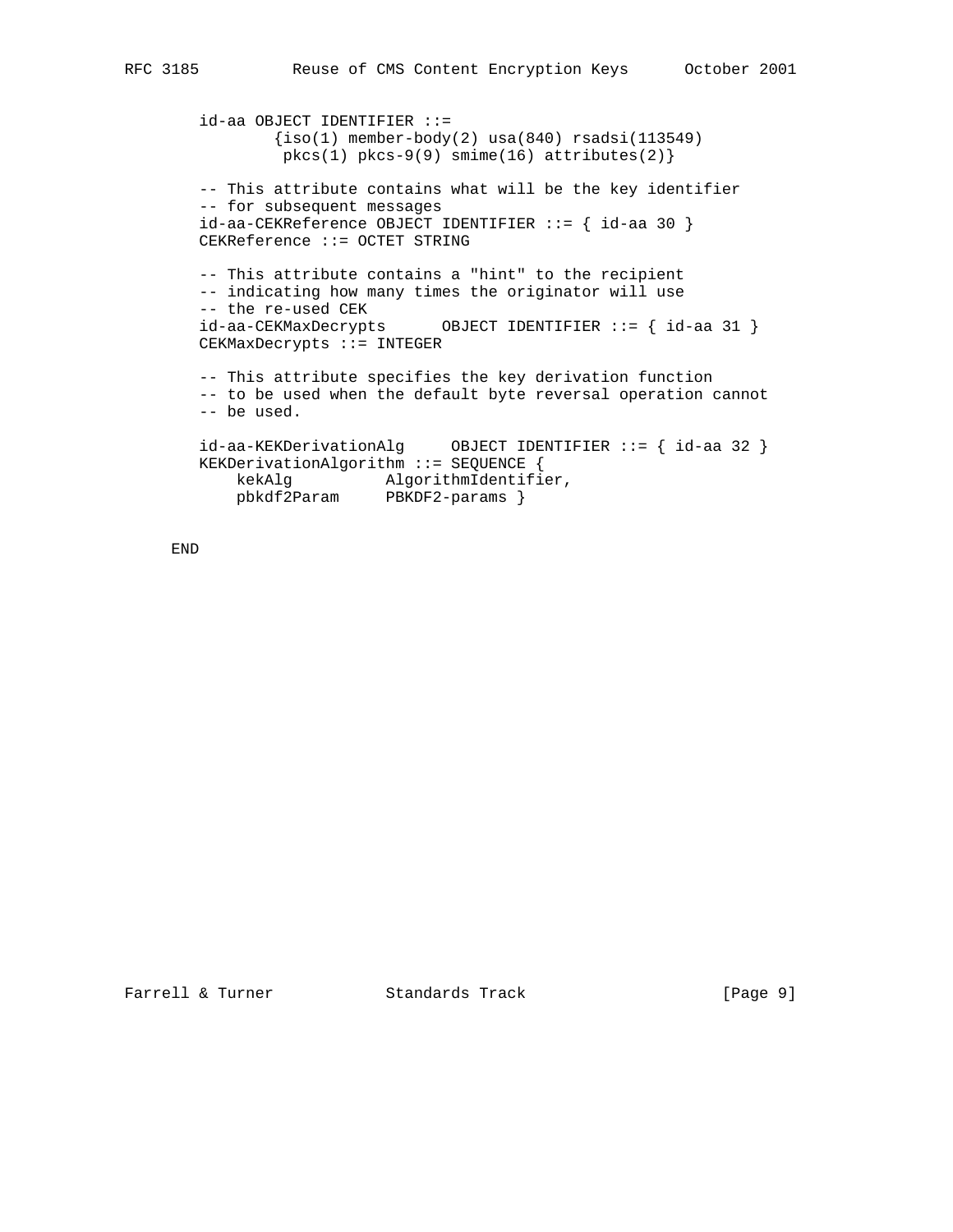```
   id-aa OBJECT IDENTIFIER ::=
           {iso(1) member-body(2) usa(840) rsadsi(113549)
            pkcs(1) pkcs-9(9) smime(16) attributes(2)}

   -- This attribute contains what will be the key identifier
   -- for subsequent messages
   id-aa-CEKReference OBJECT IDENTIFIER ::= { id-aa 30 }
   CEKReference ::= OCTET STRING

   -- This attribute contains a "hint" to the recipient
   -- indicating how many times the originator will use
   -- the re-used CEK
   id-aa-CEKMaxDecrypts      OBJECT IDENTIFIER ::= { id-aa 31 }
   CEKMaxDecrypts ::= INTEGER

   -- This attribute specifies the key derivation function
   -- to be used when the default byte reversal operation cannot
   -- be used.

   id-aa-KEKDerivationAlg     OBJECT IDENTIFIER ::= { id-aa 32 }
   KEKDerivationAlgorithm ::= SEQUENCE {
       kekAlg          AlgorithmIdentifier,
       pbkdf2Param     PBKDF2-params }

END
```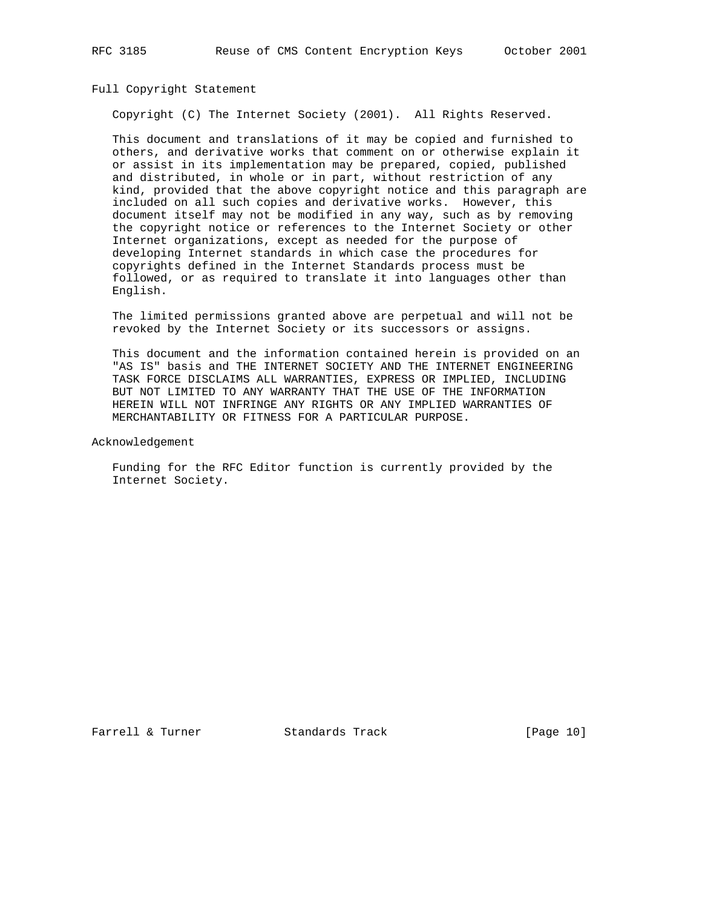## Full Copyright Statement

Copyright (C) The Internet Society (2001). All Rights Reserved.

This document and translations of it may be copied and furnished to others, and derivative works that comment on or otherwise explain it or assist in its implementation may be prepared, copied, published and distributed, in whole or in part, without restriction of any kind, provided that the above copyright notice and this paragraph are included on all such copies and derivative works. However, this document itself may not be modified in any way, such as by removing the copyright notice or references to the Internet Society or other Internet organizations, except as needed for the purpose of developing Internet standards in which case the procedures for copyrights defined in the Internet Standards process must be followed, or as required to translate it into languages other than English.

The limited permissions granted above are perpetual and will not be revoked by the Internet Society or its successors or assigns.

This document and the information contained herein is provided on an "AS IS" basis and THE INTERNET SOCIETY AND THE INTERNET ENGINEERING TASK FORCE DISCLAIMS ALL WARRANTIES, EXPRESS OR IMPLIED, INCLUDING BUT NOT LIMITED TO ANY WARRANTY THAT THE USE OF THE INFORMATION HEREIN WILL NOT INFRINGE ANY RIGHTS OR ANY IMPLIED WARRANTIES OF MERCHANTABILITY OR FITNESS FOR A PARTICULAR PURPOSE.

## Acknowledgement

Funding for the RFC Editor function is currently provided by the Internet Society.